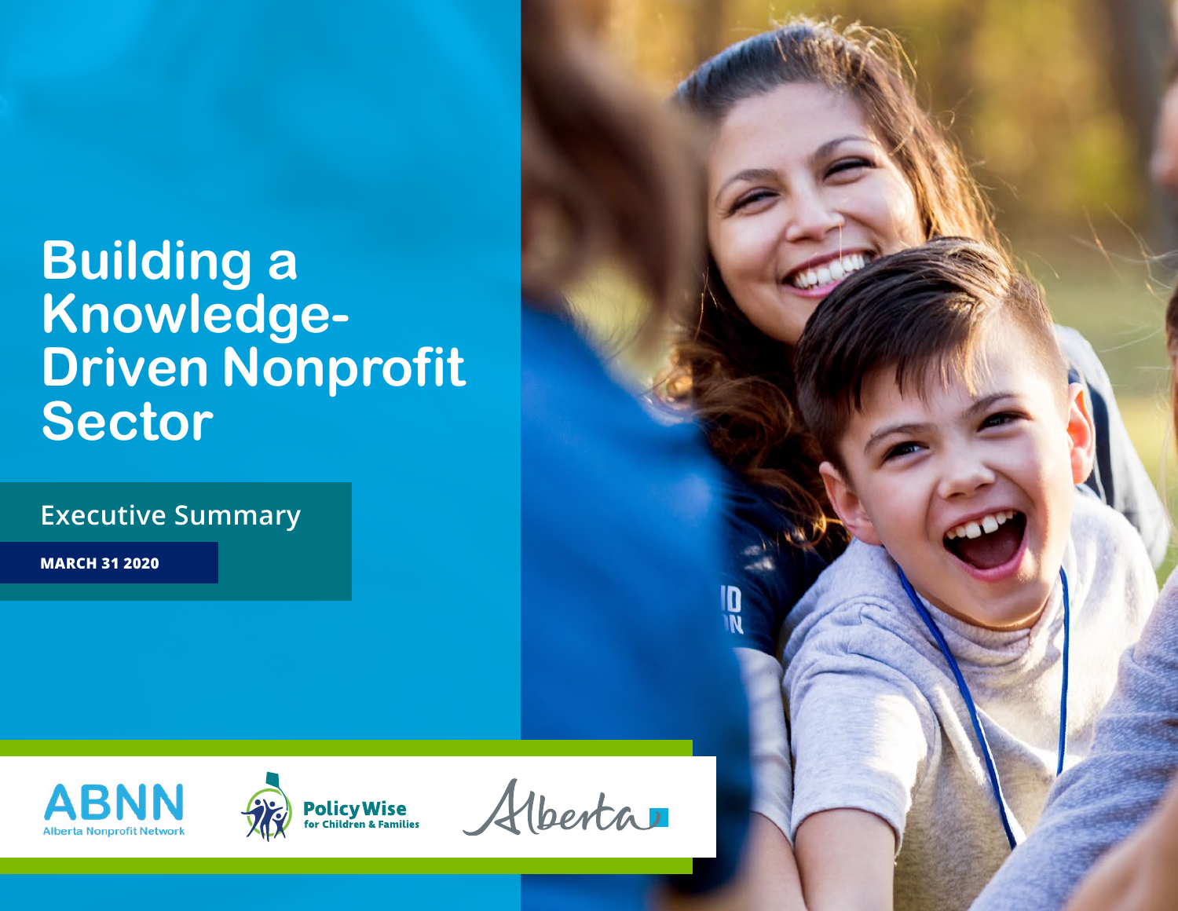# Building a Knowledge-Driven Nonprofit Sector

## Executive Summary

**MARCH 31 2020**

ABNN Alberta Nonprofit Network

PolicyWise for Children & Families

Alberta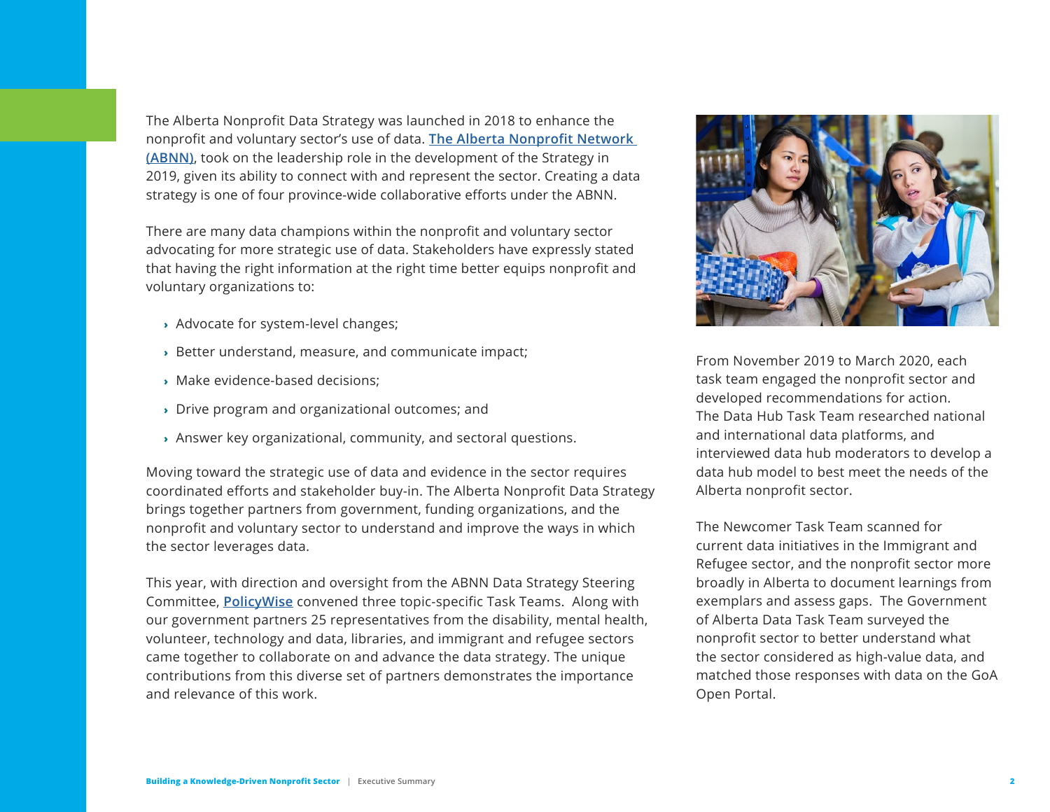The Alberta Nonprofit Data Strategy was launched in 2018 to enhance the nonprofit and voluntary sector's use of data. **The Alberta Nonprofit Network (ABNN)**, took on the leadership role in the development of the Strategy in 2019, given its ability to connect with and represent the sector. Creating a data strategy is one of four province-wide collaborative efforts under the ABNN.

There are many data champions within the nonprofit and voluntary sector advocating for more strategic use of data. Stakeholders have expressly stated that having the right information at the right time better equips nonprofit and voluntary organizations to:

- Advocate for system-level changes;
- Better understand, measure, and communicate impact;
- Make evidence-based decisions;
- Drive program and organizational outcomes; and
- Answer key organizational, community, and sectoral questions.

Moving toward the strategic use of data and evidence in the sector requires coordinated efforts and stakeholder buy-in. The Alberta Nonprofit Data Strategy brings together partners from government, funding organizations, and the nonprofit and voluntary sector to understand and improve the ways in which the sector leverages data.

This year, with direction and oversight from the ABNN Data Strategy Steering Committee, **PolicyWise** convened three topic-specific Task Teams. Along with our government partners 25 representatives from the disability, mental health, volunteer, technology and data, libraries, and immigrant and refugee sectors came together to collaborate on and advance the data strategy. The unique contributions from this diverse set of partners demonstrates the importance and relevance of this work.

From November 2019 to March 2020, each task team engaged the nonprofit sector and developed recommendations for action. The Data Hub Task Team researched national and international data platforms, and interviewed data hub moderators to develop a data hub model to best meet the needs of the Alberta nonprofit sector.

The Newcomer Task Team scanned for current data initiatives in the Immigrant and Refugee sector, and the nonprofit sector more broadly in Alberta to document learnings from exemplars and assess gaps. The Government of Alberta Data Task Team surveyed the nonprofit sector to better understand what the sector considered as high-value data, and matched those responses with data on the GoA Open Portal.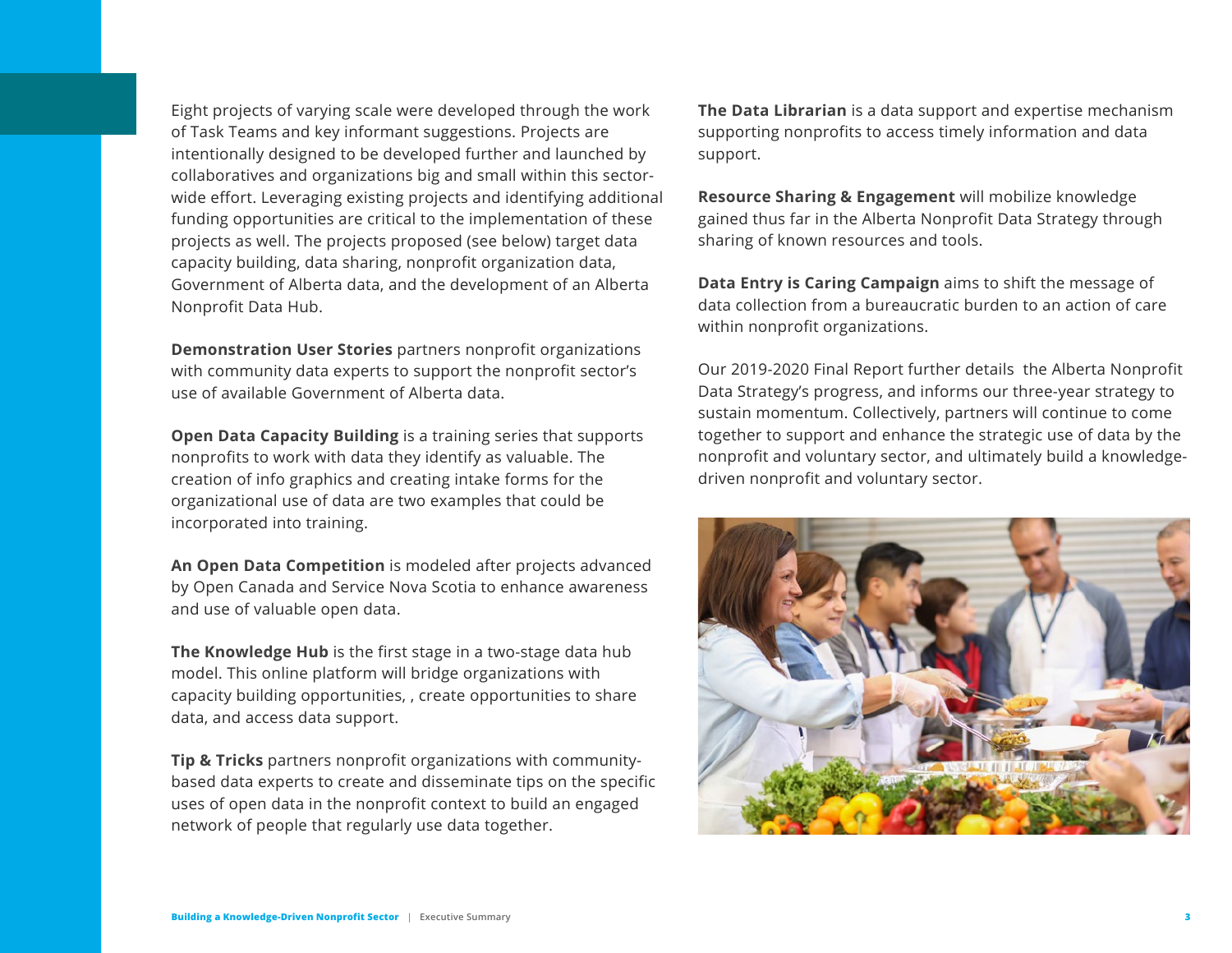Eight projects of varying scale were developed through the work of Task Teams and key informant suggestions. Projects are intentionally designed to be developed further and launched by collaboratives and organizations big and small within this sector-wide effort. Leveraging existing projects and identifying additional funding opportunities are critical to the implementation of these projects as well. The projects proposed (see below) target data capacity building, data sharing, nonprofit organization data, Government of Alberta data, and the development of an Alberta Nonprofit Data Hub.

**Demonstration User Stories** partners nonprofit organizations with community data experts to support the nonprofit sector's use of available Government of Alberta data.

**Open Data Capacity Building** is a training series that supports nonprofits to work with data they identify as valuable. The creation of info graphics and creating intake forms for the organizational use of data are two examples that could be incorporated into training.

**An Open Data Competition** is modeled after projects advanced by Open Canada and Service Nova Scotia to enhance awareness and use of valuable open data.

**The Knowledge Hub** is the first stage in a two-stage data hub model. This online platform will bridge organizations with capacity building opportunities, , create opportunities to share data, and access data support.

**Tip & Tricks** partners nonprofit organizations with community-based data experts to create and disseminate tips on the specific uses of open data in the nonprofit context to build an engaged network of people that regularly use data together.

**The Data Librarian** is a data support and expertise mechanism supporting nonprofits to access timely information and data support.

**Resource Sharing & Engagement** will mobilize knowledge gained thus far in the Alberta Nonprofit Data Strategy through sharing of known resources and tools.

**Data Entry is Caring Campaign** aims to shift the message of data collection from a bureaucratic burden to an action of care within nonprofit organizations.

Our 2019-2020 Final Report further details the Alberta Nonprofit Data Strategy's progress, and informs our three-year strategy to sustain momentum. Collectively, partners will continue to come together to support and enhance the strategic use of data by the nonprofit and voluntary sector, and ultimately build a knowledge-driven nonprofit and voluntary sector.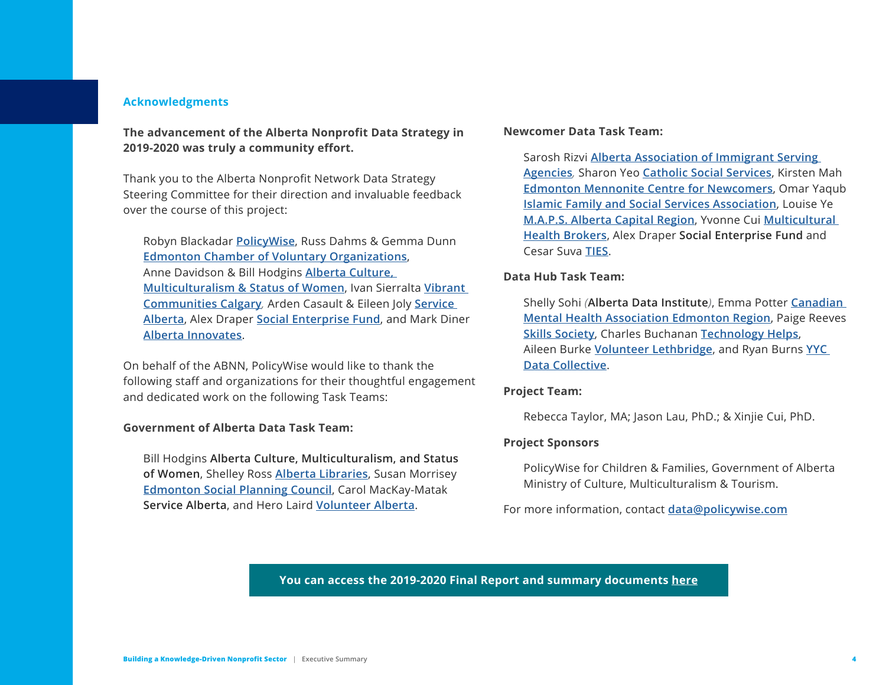## Acknowledgments

**The advancement of the Alberta Nonprofit Data Strategy in 2019-2020 was truly a community effort.**

Thank you to the Alberta Nonprofit Network Data Strategy Steering Committee for their direction and invaluable feedback over the course of this project:

> Robyn Blackadar PolicyWise, Russ Dahms & Gemma Dunn Edmonton Chamber of Voluntary Organizations, Anne Davidson & Bill Hodgins Alberta Culture, Multiculturalism & Status of Women, Ivan Sierralta Vibrant Communities Calgary, Arden Casault & Eileen Joly Service Alberta, Alex Draper Social Enterprise Fund, and Mark Diner Alberta Innovates.

On behalf of the ABNN, PolicyWise would like to thank the following staff and organizations for their thoughtful engagement and dedicated work on the following Task Teams:

**Government of Alberta Data Task Team:**

> Bill Hodgins **Alberta Culture, Multiculturalism, and Status of Women**, Shelley Ross Alberta Libraries, Susan Morrisey Edmonton Social Planning Council, Carol MacKay-Matak **Service Alberta**, and Hero Laird Volunteer Alberta.

**Newcomer Data Task Team:**

> Sarosh Rizvi Alberta Association of Immigrant Serving Agencies, Sharon Yeo Catholic Social Services, Kirsten Mah Edmonton Mennonite Centre for Newcomers, Omar Yaqub Islamic Family and Social Services Association, Louise Ye M.A.P.S. Alberta Capital Region, Yvonne Cui Multicultural Health Brokers, Alex Draper **Social Enterprise Fund** and Cesar Suva TIES.

**Data Hub Task Team:**

> Shelly Sohi (**Alberta Data Institute**), Emma Potter Canadian Mental Health Association Edmonton Region, Paige Reeves Skills Society, Charles Buchanan Technology Helps, Aileen Burke Volunteer Lethbridge, and Ryan Burns YYC Data Collective.

**Project Team:**

> Rebecca Taylor, MA; Jason Lau, PhD.; & Xinjie Cui, PhD.

**Project Sponsors**

> PolicyWise for Children & Families, Government of Alberta Ministry of Culture, Multiculturalism & Tourism.

For more information, contact data@policywise.com

**You can access the 2019-2020 Final Report and summary documents here**